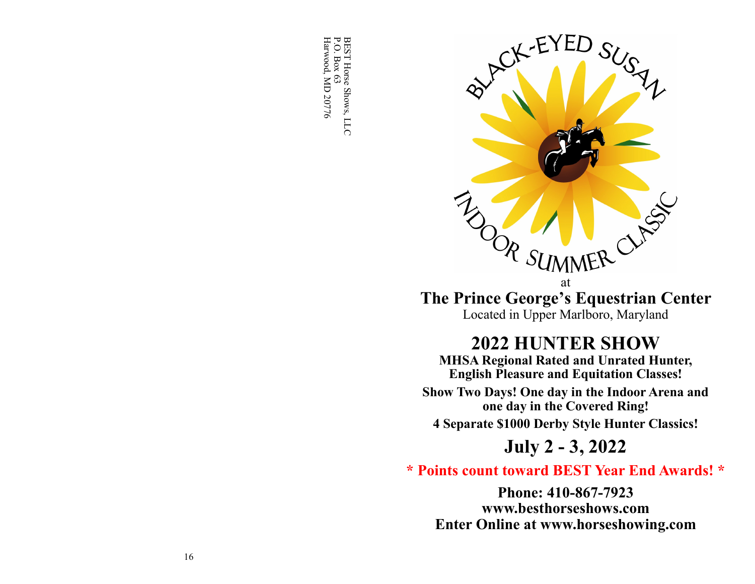BEST Horse Shows, LLC
P.O. Box 63
Harwood, MD 20776

# BLACK-EYED SUSAN INDOOR SUMMER CLASSIC

at

## The Prince George's Equestrian Center

Located in Upper Marlboro, Maryland

# 2022 HUNTER SHOW

**MHSA Regional Rated and Unrated Hunter, English Pleasure and Equitation Classes!**

**Show Two Days! One day in the Indoor Arena and one day in the Covered Ring!**

**4 Separate $1000 Derby Style Hunter Classics!**

## July 2 - 3, 2022

**\* Points count toward BEST Year End Awards! \***

**Phone: 410-867-7923**
**www.besthorseshows.com**
**Enter Online at www.horseshowing.com**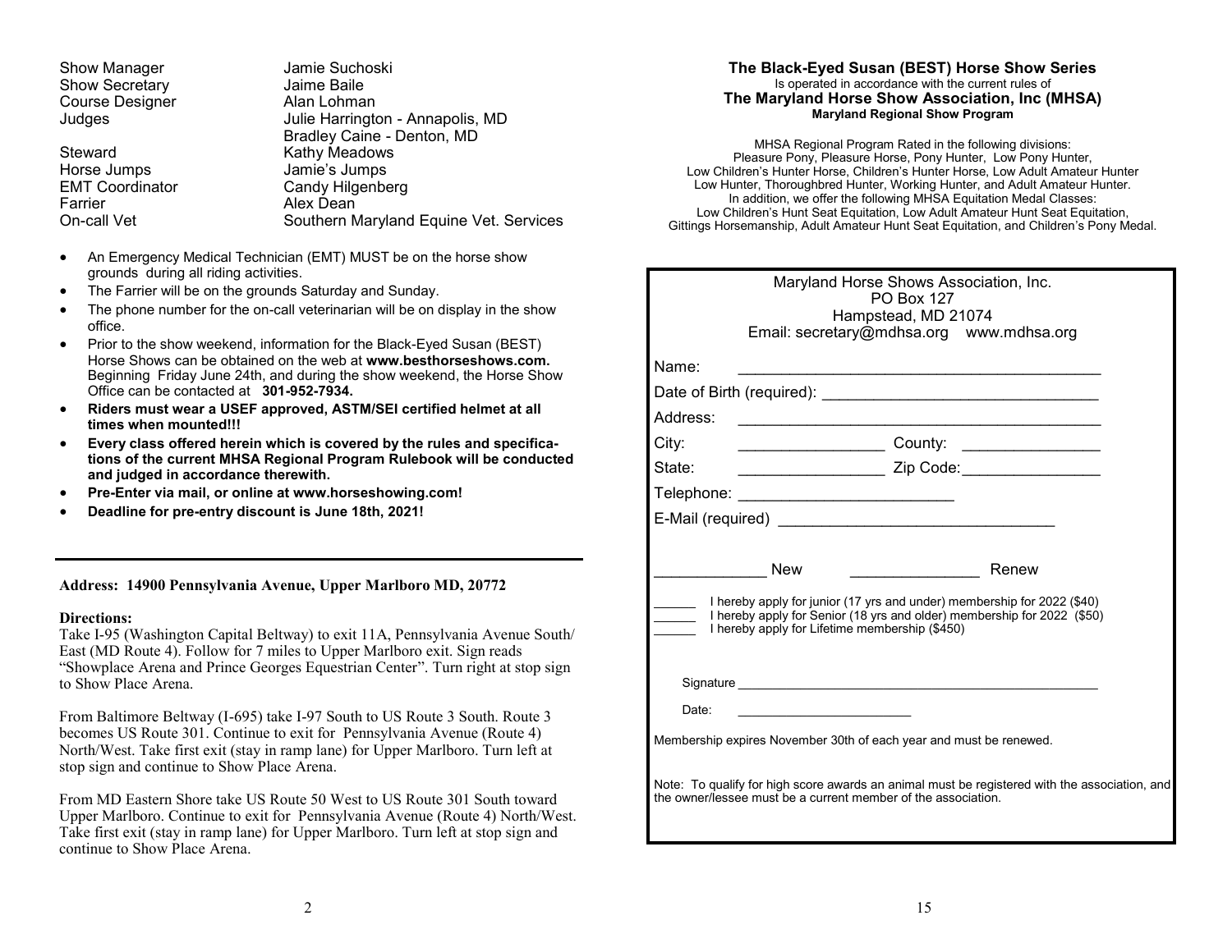| | |
|---|---|
| Show Manager | Jamie Suchoski |
| Show Secretary | Jaime Baile |
| Course Designer | Alan Lohman |
| Judges | Julie Harrington - Annapolis, MD |
| | Bradley Caine - Denton, MD |
| Steward | Kathy Meadows |
| Horse Jumps | Jamie's Jumps |
| EMT Coordinator | Candy Hilgenberg |
| Farrier | Alex Dean |
| On-call Vet | Southern Maryland Equine Vet. Services |

- An Emergency Medical Technician (EMT) MUST be on the horse show grounds during all riding activities.
- The Farrier will be on the grounds Saturday and Sunday.
- The phone number for the on-call veterinarian will be on display in the show office.
- Prior to the show weekend, information for the Black-Eyed Susan (BEST) Horse Shows can be obtained on the web at **www.besthorseshows.com.** Beginning Friday June 24th, and during the show weekend, the Horse Show Office can be contacted at **301-952-7934.**
- **Riders must wear a USEF approved, ASTM/SEI certified helmet at all times when mounted!!!**
- **Every class offered herein which is covered by the rules and specifications of the current MHSA Regional Program Rulebook will be conducted and judged in accordance therewith.**
- **Pre-Enter via mail, or online at www.horseshowing.com!**
- **Deadline for pre-entry discount is June 18th, 2021!**

---

**Address: 14900 Pennsylvania Avenue, Upper Marlboro MD, 20772**

**Directions:**

Take I-95 (Washington Capital Beltway) to exit 11A, Pennsylvania Avenue South/East (MD Route 4). Follow for 7 miles to Upper Marlboro exit. Sign reads "Showplace Arena and Prince Georges Equestrian Center". Turn right at stop sign to Show Place Arena.

From Baltimore Beltway (I-695) take I-97 South to US Route 3 South. Route 3 becomes US Route 301. Continue to exit for Pennsylvania Avenue (Route 4) North/West. Take first exit (stay in ramp lane) for Upper Marlboro. Turn left at stop sign and continue to Show Place Arena.

From MD Eastern Shore take US Route 50 West to US Route 301 South toward Upper Marlboro. Continue to exit for Pennsylvania Avenue (Route 4) North/West. Take first exit (stay in ramp lane) for Upper Marlboro. Turn left at stop sign and continue to Show Place Arena.

**The Black-Eyed Susan (BEST) Horse Show Series**

Is operated in accordance with the current rules of

**The Maryland Horse Show Association, Inc (MHSA)**

**Maryland Regional Show Program**

MHSA Regional Program Rated in the following divisions:
Pleasure Pony, Pleasure Horse, Pony Hunter, Low Pony Hunter,
Low Children's Hunter Horse, Children's Hunter Horse, Low Adult Amateur Hunter
Low Hunter, Thoroughbred Hunter, Working Hunter, and Adult Amateur Hunter.
In addition, we offer the following MHSA Equitation Medal Classes:
Low Children's Hunt Seat Equitation, Low Adult Amateur Hunt Seat Equitation,
Gittings Horsemanship, Adult Amateur Hunt Seat Equitation, and Children's Pony Medal.

Maryland Horse Shows Association, Inc.
PO Box 127
Hampstead, MD 21074
Email: secretary@mdhsa.org www.mdhsa.org

Name: ____________________________________________

Date of Birth (required): ________________________________

Address: __________________________________________

City: _________________ County: ________________

State: _________________ Zip Code: ________________

Telephone: _________________________

E-Mail (required) ________________________________

____________ New _______________ Renew

______ I hereby apply for junior (17 yrs and under) membership for 2022 ($40)
______ I hereby apply for Senior (18 yrs and older) membership for 2022 ($50)
______ I hereby apply for Lifetime membership ($450)

Signature ____________________________________________________

Date: ________________________

Membership expires November 30th of each year and must be renewed.

Note: To qualify for high score awards an animal must be registered with the association, and the owner/lessee must be a current member of the association.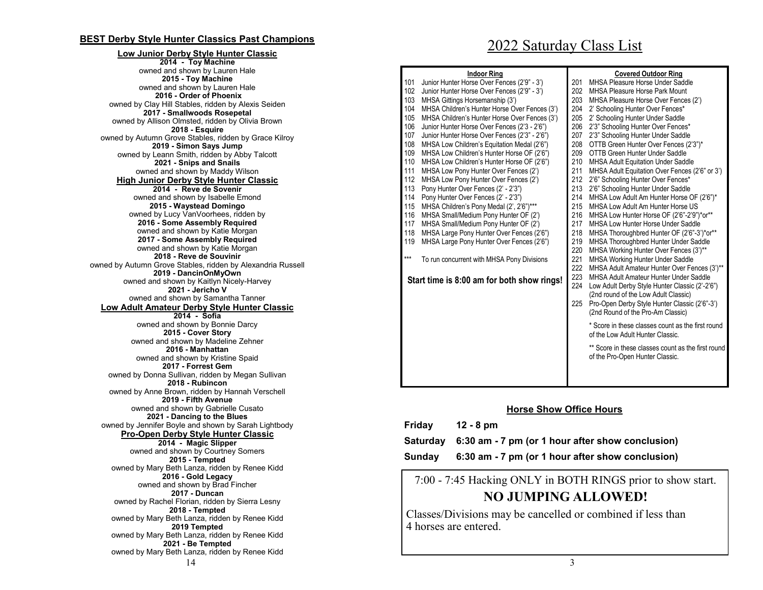## BEST Derby Style Hunter Classics Past Champions

### Low Junior Derby Style Hunter Classic

**2014 - Toy Machine**
owned and shown by Lauren Hale
**2015 - Toy Machine**
owned and shown by Lauren Hale
**2016 - Order of Phoenix**
owned by Clay Hill Stables, ridden by Alexis Seiden
**2017 - Smallwoods Rosepetal**
owned by Allison Olmsted, ridden by Olivia Brown
**2018 - Esquire**
owned by Autumn Grove Stables, ridden by Grace Kilroy
**2019 - Simon Says Jump**
owned by Leann Smith, ridden by Abby Talcott
**2021 - Snips and Snails**
owned and shown by Maddy Wilson

### High Junior Derby Style Hunter Classic

**2014 - Reve de Sovenir**
owned and shown by Isabelle Emond
**2015 - Waystead Domingo**
owned by Lucy VanVoorhees, ridden by
**2016 - Some Assembly Required**
owned and shown by Katie Morgan
**2017 - Some Assembly Required**
owned and shown by Katie Morgan
**2018 - Reve de Souvinir**
owned by Autumn Grove Stables, ridden by Alexandria Russell
**2019 - DancinOnMyOwn**
owned and shown by Kaitlyn Nicely-Harvey
**2021 - Jericho V**
owned and shown by Samantha Tanner

### Low Adult Amateur Derby Style Hunter Classic

**2014 - Sofia**
owned and shown by Bonnie Darcy
**2015 - Cover Story**
owned and shown by Madeline Zehner
**2016 - Manhattan**
owned and shown by Kristine Spaid
**2017 - Forrest Gem**
owned by Donna Sullivan, ridden by Megan Sullivan
**2018 - Rubincon**
owned by Anne Brown, ridden by Hannah Verschell
**2019 - Fifth Avenue**
owned and shown by Gabrielle Cusato
**2021 - Dancing to the Blues**
owned by Jennifer Boyle and shown by Sarah Lightbody

### Pro-Open Derby Style Hunter Classic

**2014 - Magic Slipper**
owned and shown by Courtney Somers
**2015 - Tempted**
owned by Mary Beth Lanza, ridden by Renee Kidd
**2016 - Gold Legacy**
owned and shown by Brad Fincher
**2017 - Duncan**
owned by Rachel Florian, ridden by Sierra Lesny
**2018 - Tempted**
owned by Mary Beth Lanza, ridden by Renee Kidd
**2019 Tempted**
owned by Mary Beth Lanza, ridden by Renee Kidd
**2021 - Be Tempted**
owned by Mary Beth Lanza, ridden by Renee Kidd

# 2022 Saturday Class List

### Indoor Ring

101 Junior Hunter Horse Over Fences (2'9" - 3')
102 Junior Hunter Horse Over Fences (2'9" - 3')
103 MHSA Gittings Horsemanship (3')
104 MHSA Children's Hunter Horse Over Fences (3')
105 MHSA Children's Hunter Horse Over Fences (3')
106 Junior Hunter Horse Over Fences (2'3 - 2'6")
107 Junior Hunter Horse Over Fences (2'3" - 2'6")
108 MHSA Low Children's Equitation Medal (2'6")
109 MHSA Low Children's Hunter Horse OF (2'6")
110 MHSA Low Children's Hunter Horse OF (2'6")
111 MHSA Low Pony Hunter Over Fences (2')
112 MHSA Low Pony Hunter Over Fences (2')
113 Pony Hunter Over Fences (2' - 2'3")
114 Pony Hunter Over Fences (2' - 2'3")
115 MHSA Children's Pony Medal (2', 2'6")***
116 MHSA Small/Medium Pony Hunter OF (2')
117 MHSA Small/Medium Pony Hunter OF (2')
118 MHSA Large Pony Hunter Over Fences (2'6")
119 MHSA Large Pony Hunter Over Fences (2'6")

*** To run concurrent with MHSA Pony Divisions

**Start time is 8:00 am for both show rings!**

### Covered Outdoor Ring

201 MHSA Pleasure Horse Under Saddle
202 MHSA Pleasure Horse Park Mount
203 MHSA Pleasure Horse Over Fences (2')
204 2' Schooling Hunter Over Fences*
205 2' Schooling Hunter Under Saddle
206 2'3" Schooling Hunter Over Fences*
207 2'3" Schooling Hunter Under Saddle
208 OTTB Green Hunter Over Fences (2'3")*
209 OTTB Green Hunter Under Saddle
210 MHSA Adult Equitation Under Saddle
211 MHSA Adult Equitation Over Fences (2'6" or 3')
212 2'6" Schooling Hunter Over Fences*
213 2'6" Schooling Hunter Under Saddle
214 MHSA Low Adult Am Hunter Horse OF (2'6")*
215 MHSA Low Adult Am Hunter Horse US
216 MHSA Low Hunter Horse OF (2'6"-2'9")*or**
217 MHSA Low Hunter Horse Under Saddle
218 MHSA Thoroughbred Hunter OF (2'6"-3')*or**
219 MHSA Thoroughbred Hunter Under Saddle
220 MHSA Working Hunter Over Fences (3')**
221 MHSA Working Hunter Under Saddle
222 MHSA Adult Amateur Hunter Over Fences (3')**
223 MHSA Adult Amateur Hunter Under Saddle
224 Low Adult Derby Style Hunter Classic (2'-2'6") (2nd round of the Low Adult Classic)
225 Pro-Open Derby Style Hunter Classic (2'6"-3') (2nd Round of the Pro-Am Classic)

* Score in these classes count as the first round of the Low Adult Hunter Classic.

** Score in these classes count as the first round of the Pro-Open Hunter Classic.

### Horse Show Office Hours

**Friday** 12 - 8 pm
**Saturday** 6:30 am - 7 pm (or 1 hour after show conclusion)
**Sunday** 6:30 am - 7 pm (or 1 hour after show conclusion)

7:00 - 7:45 Hacking ONLY in BOTH RINGS prior to show start.

**NO JUMPING ALLOWED!**

Classes/Divisions may be cancelled or combined if less than 4 horses are entered.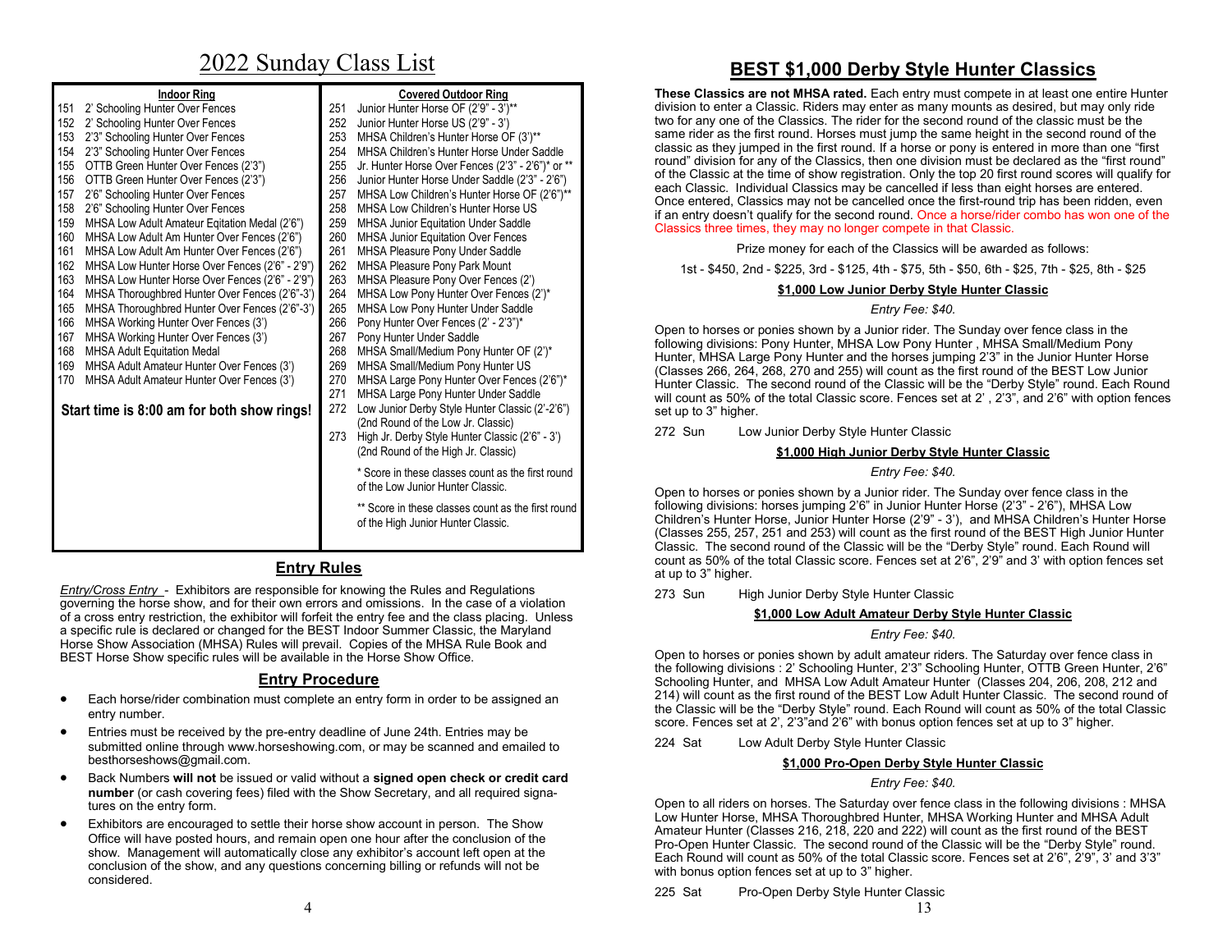# 2022 Sunday Class List

| Indoor Ring | | Covered Outdoor Ring | |
|---|---|---|---|
| 151 | 2' Schooling Hunter Over Fences | 251 | Junior Hunter Horse OF (2'9" - 3')** |
| 152 | 2' Schooling Hunter Over Fences | 252 | Junior Hunter Horse US (2'9" - 3') |
| 153 | 2'3" Schooling Hunter Over Fences | 253 | MHSA Children's Hunter Horse OF (3')** |
| 154 | 2'3" Schooling Hunter Over Fences | 254 | MHSA Children's Hunter Horse Under Saddle |
| 155 | OTTB Green Hunter Over Fences (2'3") | 255 | Jr. Hunter Horse Over Fences (2'3" - 2'6")* or ** |
| 156 | OTTB Green Hunter Over Fences (2'3") | 256 | Junior Hunter Horse Under Saddle (2'3" - 2'6") |
| 157 | 2'6" Schooling Hunter Over Fences | 257 | MHSA Low Children's Hunter Horse OF (2'6")** |
| 158 | 2'6" Schooling Hunter Over Fences | 258 | MHSA Low Children's Hunter Horse US |
| 159 | MHSA Low Adult Amateur Eqitation Medal (2'6") | 259 | MHSA Junior Equitation Under Saddle |
| 160 | MHSA Low Adult Am Hunter Over Fences (2'6") | 260 | MHSA Junior Equitation Over Fences |
| 161 | MHSA Low Adult Am Hunter Over Fences (2'6") | 261 | MHSA Pleasure Pony Under Saddle |
| 162 | MHSA Low Hunter Horse Over Fences (2'6" - 2'9") | 262 | MHSA Pleasure Pony Park Mount |
| 163 | MHSA Low Hunter Horse Over Fences (2'6" - 2'9") | 263 | MHSA Pleasure Pony Over Fences (2') |
| 164 | MHSA Thoroughbred Hunter Over Fences (2'6"-3') | 264 | MHSA Low Pony Hunter Over Fences (2')* |
| 165 | MHSA Thoroughbred Hunter Over Fences (2'6"-3') | 265 | MHSA Low Pony Hunter Under Saddle |
| 166 | MHSA Working Hunter Over Fences (3') | 266 | Pony Hunter Over Fences (2' - 2'3")* |
| 167 | MHSA Working Hunter Over Fences (3') | 267 | Pony Hunter Under Saddle |
| 168 | MHSA Adult Equitation Medal | 268 | MHSA Small/Medium Pony Hunter OF (2')* |
| 169 | MHSA Adult Amateur Hunter Over Fences (3') | 269 | MHSA Small/Medium Pony Hunter US |
| 170 | MHSA Adult Amateur Hunter Over Fences (3') | 270 | MHSA Large Pony Hunter Over Fences (2'6")* |
| | | 271 | MHSA Large Pony Hunter Under Saddle |
| | | 272 | Low Junior Derby Style Hunter Classic (2'-2'6") (2nd Round of the Low Jr. Classic) |
| | | 273 | High Jr. Derby Style Hunter Classic (2'6" - 3') (2nd Round of the High Jr. Classic) |

**Start time is 8:00 am for both show rings!**

\* Score in these classes count as the first round of the Low Junior Hunter Classic.

\*\* Score in these classes count as the first round of the High Junior Hunter Classic.

## Entry Rules

*Entry/Cross Entry* - Exhibitors are responsible for knowing the Rules and Regulations governing the horse show, and for their own errors and omissions. In the case of a violation of a cross entry restriction, the exhibitor will forfeit the entry fee and the class placing. Unless a specific rule is declared or changed for the BEST Indoor Summer Classic, the Maryland Horse Show Association (MHSA) Rules will prevail. Copies of the MHSA Rule Book and BEST Horse Show specific rules will be available in the Horse Show Office.

## Entry Procedure

- Each horse/rider combination must complete an entry form in order to be assigned an entry number.
- Entries must be received by the pre-entry deadline of June 24th. Entries may be submitted online through www.horseshowing.com, or may be scanned and emailed to besthorseshows@gmail.com.
- Back Numbers **will not** be issued or valid without a **signed open check or credit card number** (or cash covering fees) filed with the Show Secretary, and all required signatures on the entry form.
- Exhibitors are encouraged to settle their horse show account in person. The Show Office will have posted hours, and remain open one hour after the conclusion of the show. Management will automatically close any exhibitor's account left open at the conclusion of the show, and any questions concerning billing or refunds will not be considered.

# BEST $1,000 Derby Style Hunter Classics

**These Classics are not MHSA rated.** Each entry must compete in at least one entire Hunter division to enter a Classic. Riders may enter as many mounts as desired, but may only ride two for any one of the Classics. The rider for the second round of the classic must be the same rider as the first round. Horses must jump the same height in the second round of the classic as they jumped in the first round. If a horse or pony is entered in more than one "first round" division for any of the Classics, then one division must be declared as the "first round" of the Classic at the time of show registration. Only the top 20 first round scores will qualify for each Classic. Individual Classics may be cancelled if less than eight horses are entered. Once entered, Classics may not be cancelled once the first-round trip has been ridden, even if an entry doesn't qualify for the second round. Once a horse/rider combo has won one of the Classics three times, they may no longer compete in that Classic.

Prize money for each of the Classics will be awarded as follows:

1st - $450, 2nd - $225, 3rd - $125, 4th - $75, 5th - $50, 6th - $25, 7th - $25, 8th - $25

### $1,000 Low Junior Derby Style Hunter Classic

*Entry Fee: $40.*

Open to horses or ponies shown by a Junior rider. The Sunday over fence class in the following divisions: Pony Hunter, MHSA Low Pony Hunter , MHSA Small/Medium Pony Hunter, MHSA Large Pony Hunter and the horses jumping 2'3" in the Junior Hunter Horse (Classes 266, 264, 268, 270 and 255) will count as the first round of the BEST Low Junior Hunter Classic. The second round of the Classic will be the "Derby Style" round. Each Round will count as 50% of the total Classic score. Fences set at 2' , 2'3", and 2'6" with option fences set up to 3" higher.

272 Sun Low Junior Derby Style Hunter Classic

### $1,000 High Junior Derby Style Hunter Classic

*Entry Fee: $40.*

Open to horses or ponies shown by a Junior rider. The Sunday over fence class in the following divisions: horses jumping 2'6" in Junior Hunter Horse (2'3" - 2'6"), MHSA Low Children's Hunter Horse, Junior Hunter Horse (2'9" - 3'), and MHSA Children's Hunter Horse (Classes 255, 257, 251 and 253) will count as the first round of the BEST High Junior Hunter Classic. The second round of the Classic will be the "Derby Style" round. Each Round will count as 50% of the total Classic score. Fences set at 2'6", 2'9" and 3' with option fences set at up to 3" higher.

273 Sun High Junior Derby Style Hunter Classic

### $1,000 Low Adult Amateur Derby Style Hunter Classic

*Entry Fee: $40.*

Open to horses or ponies shown by adult amateur riders. The Saturday over fence class in the following divisions : 2' Schooling Hunter, 2'3" Schooling Hunter, OTTB Green Hunter, 2'6" Schooling Hunter, and MHSA Low Adult Amateur Hunter (Classes 204, 206, 208, 212 and 214) will count as the first round of the BEST Low Adult Hunter Classic. The second round of the Classic will be the "Derby Style" round. Each Round will count as 50% of the total Classic score. Fences set at 2', 2'3"and 2'6" with bonus option fences set at up to 3" higher.

224 Sat Low Adult Derby Style Hunter Classic

### $1,000 Pro-Open Derby Style Hunter Classic

*Entry Fee: $40.*

Open to all riders on horses. The Saturday over fence class in the following divisions : MHSA Low Hunter Horse, MHSA Thoroughbred Hunter, MHSA Working Hunter and MHSA Adult Amateur Hunter (Classes 216, 218, 220 and 222) will count as the first round of the BEST Pro-Open Hunter Classic. The second round of the Classic will be the "Derby Style" round. Each Round will count as 50% of the total Classic score. Fences set at 2'6", 2'9", 3' and 3'3" with bonus option fences set at up to 3" higher.

225 Sat Pro-Open Derby Style Hunter Classic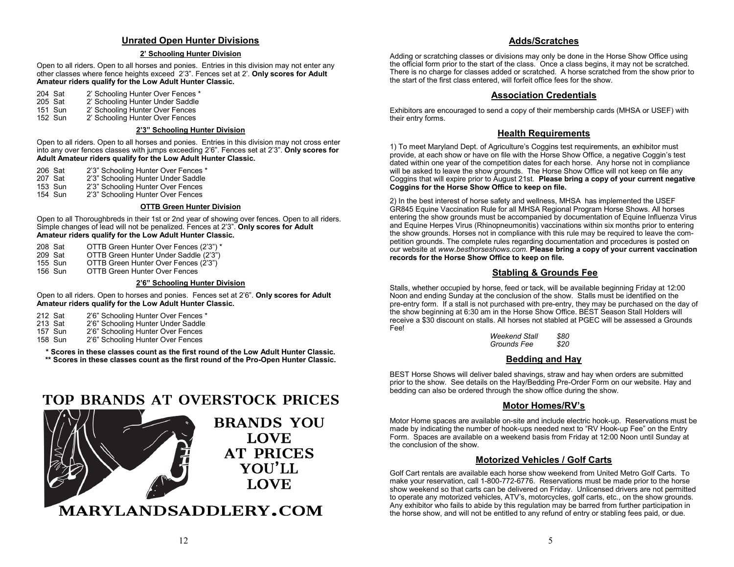## Unrated Open Hunter Divisions

### 2' Schooling Hunter Division

Open to all riders. Open to all horses and ponies. Entries in this division may not enter any other classes where fence heights exceed 2'3". Fences set at 2'. **Only scores for Adult Amateur riders qualify for the Low Adult Hunter Classic.**

204 Sat 2' Schooling Hunter Over Fences *
205 Sat 2' Schooling Hunter Under Saddle
151 Sun 2' Schooling Hunter Over Fences
152 Sun 2' Schooling Hunter Over Fences

### 2'3" Schooling Hunter Division

Open to all riders. Open to all horses and ponies. Entries in this division may not cross enter into any over fences classes with jumps exceeding 2'6". Fences set at 2'3". **Only scores for Adult Amateur riders qualify for the Low Adult Hunter Classic.**

206 Sat 2'3" Schooling Hunter Over Fences *
207 Sat 2'3" Schooling Hunter Under Saddle
153 Sun 2'3" Schooling Hunter Over Fences
154 Sun 2'3" Schooling Hunter Over Fences

### OTTB Green Hunter Division

Open to all Thoroughbreds in their 1st or 2nd year of showing over fences. Open to all riders. Simple changes of lead will not be penalized. Fences at 2'3". **Only scores for Adult Amateur riders qualify for the Low Adult Hunter Classic.**

208 Sat OTTB Green Hunter Over Fences (2'3") *
209 Sat OTTB Green Hunter Under Saddle (2'3")
155 Sun OTTB Green Hunter Over Fences (2'3")
156 Sun OTTB Green Hunter Over Fences

### 2'6" Schooling Hunter Division

Open to all riders. Open to horses and ponies. Fences set at 2'6". **Only scores for Adult Amateur riders qualify for the Low Adult Hunter Classic.**

212 Sat 2'6" Schooling Hunter Over Fences *
213 Sat 2'6" Schooling Hunter Under Saddle
157 Sun 2'6" Schooling Hunter Over Fences
158 Sun 2'6" Schooling Hunter Over Fences

**\* Scores in these classes count as the first round of the Low Adult Hunter Classic.**
**\*\* Scores in these classes count as the first round of the Pro-Open Hunter Classic.**

TOP BRANDS AT OVERSTOCK PRICES

BRANDS YOU LOVE AT PRICES YOU'LL LOVE

MARYLANDSADDLERY.COM

## Adds/Scratches

Adding or scratching classes or divisions may only be done in the Horse Show Office using the official form prior to the start of the class. Once a class begins, it may not be scratched. There is no charge for classes added or scratched. A horse scratched from the show prior to the start of the first class entered, will forfeit office fees for the show.

## Association Credentials

Exhibitors are encouraged to send a copy of their membership cards (MHSA or USEF) with their entry forms.

## Health Requirements

1) To meet Maryland Dept. of Agriculture's Coggins test requirements, an exhibitor must provide, at each show or have on file with the Horse Show Office, a negative Coggin's test dated within one year of the competition dates for each horse. Any horse not in compliance will be asked to leave the show grounds. The Horse Show Office will not keep on file any Coggins that will expire prior to August 21st. **Please bring a copy of your current negative Coggins for the Horse Show Office to keep on file.**

2) In the best interest of horse safety and wellness, MHSA has implemented the USEF GR845 Equine Vaccination Rule for all MHSA Regional Program Horse Shows. All horses entering the show grounds must be accompanied by documentation of Equine Influenza Virus and Equine Herpes Virus (Rhinopneumonitis) vaccinations within six months prior to entering the show grounds. Horses not in compliance with this rule may be required to leave the competition grounds. The complete rules regarding documentation and procedures is posted on our website at *www.besthorseshows.com.* **Please bring a copy of your current vaccination records for the Horse Show Office to keep on file.**

## Stabling & Grounds Fee

Stalls, whether occupied by horse, feed or tack, will be available beginning Friday at 12:00 Noon and ending Sunday at the conclusion of the show. Stalls must be identified on the pre-entry form. If a stall is not purchased with pre-entry, they may be purchased on the day of the show beginning at 6:30 am in the Horse Show Office. BEST Season Stall Holders will receive a $30 discount on stalls. All horses not stabled at PGEC will be assessed a Grounds Fee!

*Weekend Stall* *$80*
*Grounds Fee* *$20*

## Bedding and Hay

BEST Horse Shows will deliver baled shavings, straw and hay when orders are submitted prior to the show. See details on the Hay/Bedding Pre-Order Form on our website. Hay and bedding can also be ordered through the show office during the show.

## Motor Homes/RV's

Motor Home spaces are available on-site and include electric hook-up. Reservations must be made by indicating the number of hook-ups needed next to "RV Hook-up Fee" on the Entry Form. Spaces are available on a weekend basis from Friday at 12:00 Noon until Sunday at the conclusion of the show.

## Motorized Vehicles / Golf Carts

Golf Cart rentals are available each horse show weekend from United Metro Golf Carts. To make your reservation, call 1-800-772-6776. Reservations must be made prior to the horse show weekend so that carts can be delivered on Friday. Unlicensed drivers are not permitted to operate any motorized vehicles, ATV's, motorcycles, golf carts, etc., on the show grounds. Any exhibitor who fails to abide by this regulation may be barred from further participation in the horse show, and will not be entitled to any refund of entry or stabling fees paid, or due.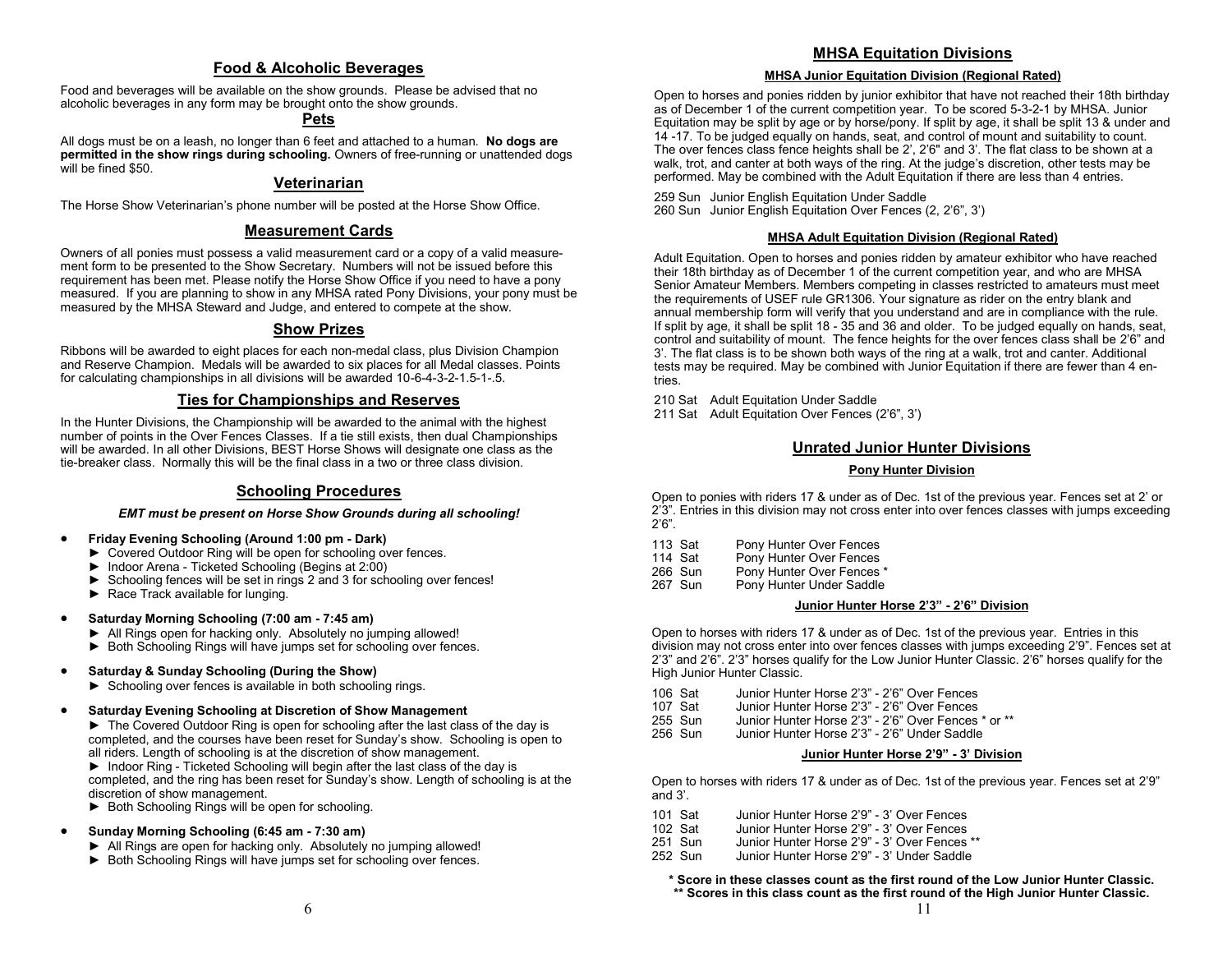## Food & Alcoholic Beverages

Food and beverages will be available on the show grounds. Please be advised that no alcoholic beverages in any form may be brought onto the show grounds.

## Pets

All dogs must be on a leash, no longer than 6 feet and attached to a human. **No dogs are permitted in the show rings during schooling.** Owners of free-running or unattended dogs will be fined $50.

## Veterinarian

The Horse Show Veterinarian's phone number will be posted at the Horse Show Office.

## Measurement Cards

Owners of all ponies must possess a valid measurement card or a copy of a valid measurement form to be presented to the Show Secretary. Numbers will not be issued before this requirement has been met. Please notify the Horse Show Office if you need to have a pony measured. If you are planning to show in any MHSA rated Pony Divisions, your pony must be measured by the MHSA Steward and Judge, and entered to compete at the show.

## Show Prizes

Ribbons will be awarded to eight places for each non-medal class, plus Division Champion and Reserve Champion. Medals will be awarded to six places for all Medal classes. Points for calculating championships in all divisions will be awarded 10-6-4-3-2-1.5-1-.5.

## Ties for Championships and Reserves

In the Hunter Divisions, the Championship will be awarded to the animal with the highest number of points in the Over Fences Classes. If a tie still exists, then dual Championships will be awarded. In all other Divisions, BEST Horse Shows will designate one class as the tie-breaker class. Normally this will be the final class in a two or three class division.

## Schooling Procedures

***EMT must be present on Horse Show Grounds during all schooling!***

- **Friday Evening Schooling (Around 1:00 pm - Dark)**
  - ► Covered Outdoor Ring will be open for schooling over fences.
  - ► Indoor Arena - Ticketed Schooling (Begins at 2:00)
  - ► Schooling fences will be set in rings 2 and 3 for schooling over fences!
  - ► Race Track available for lunging.
- **Saturday Morning Schooling (7:00 am - 7:45 am)**
  - ► All Rings open for hacking only. Absolutely no jumping allowed!
  - ► Both Schooling Rings will have jumps set for schooling over fences.
- **Saturday & Sunday Schooling (During the Show)**
  - ► Schooling over fences is available in both schooling rings.
- **Saturday Evening Schooling at Discretion of Show Management**
  - ► The Covered Outdoor Ring is open for schooling after the last class of the day is completed, and the courses have been reset for Sunday's show. Schooling is open to all riders. Length of schooling is at the discretion of show management.
  - ► Indoor Ring - Ticketed Schooling will begin after the last class of the day is completed, and the ring has been reset for Sunday's show. Length of schooling is at the discretion of show management.
  - ► Both Schooling Rings will be open for schooling.
- **Sunday Morning Schooling (6:45 am - 7:30 am)**
  - ► All Rings are open for hacking only. Absolutely no jumping allowed!
  - ► Both Schooling Rings will have jumps set for schooling over fences.

## MHSA Equitation Divisions

### MHSA Junior Equitation Division (Regional Rated)

Open to horses and ponies ridden by junior exhibitor that have not reached their 18th birthday as of December 1 of the current competition year. To be scored 5-3-2-1 by MHSA. Junior Equitation may be split by age or by horse/pony. If split by age, it shall be split 13 & under and 14 -17. To be judged equally on hands, seat, and control of mount and suitability to count. The over fences class fence heights shall be 2', 2'6" and 3'. The flat class to be shown at a walk, trot, and canter at both ways of the ring. At the judge's discretion, other tests may be performed. May be combined with the Adult Equitation if there are less than 4 entries.

259 Sun Junior English Equitation Under Saddle
260 Sun Junior English Equitation Over Fences (2, 2'6", 3')

### MHSA Adult Equitation Division (Regional Rated)

Adult Equitation. Open to horses and ponies ridden by amateur exhibitor who have reached their 18th birthday as of December 1 of the current competition year, and who are MHSA Senior Amateur Members. Members competing in classes restricted to amateurs must meet the requirements of USEF rule GR1306. Your signature as rider on the entry blank and annual membership form will verify that you understand and are in compliance with the rule. If split by age, it shall be split 18 - 35 and 36 and older. To be judged equally on hands, seat, control and suitability of mount. The fence heights for the over fences class shall be 2'6" and 3'. The flat class is to be shown both ways of the ring at a walk, trot and canter. Additional tests may be required. May be combined with Junior Equitation if there are fewer than 4 entries.

210 Sat Adult Equitation Under Saddle
211 Sat Adult Equitation Over Fences (2'6", 3')

## Unrated Junior Hunter Divisions

### Pony Hunter Division

Open to ponies with riders 17 & under as of Dec. 1st of the previous year. Fences set at 2' or 2'3". Entries in this division may not cross enter into over fences classes with jumps exceeding 2'6".

113 Sat Pony Hunter Over Fences
114 Sat Pony Hunter Over Fences
266 Sun Pony Hunter Over Fences *
267 Sun Pony Hunter Under Saddle

### Junior Hunter Horse 2'3" - 2'6" Division

Open to horses with riders 17 & under as of Dec. 1st of the previous year. Entries in this division may not cross enter into over fences classes with jumps exceeding 2'9". Fences set at 2'3" and 2'6". 2'3" horses qualify for the Low Junior Hunter Classic. 2'6" horses qualify for the High Junior Hunter Classic.

106 Sat Junior Hunter Horse 2'3" - 2'6" Over Fences
107 Sat Junior Hunter Horse 2'3" - 2'6" Over Fences
255 Sun Junior Hunter Horse 2'3" - 2'6" Over Fences * or **
256 Sun Junior Hunter Horse 2'3" - 2'6" Under Saddle

### Junior Hunter Horse 2'9" - 3' Division

Open to horses with riders 17 & under as of Dec. 1st of the previous year. Fences set at 2'9" and 3'.

101 Sat Junior Hunter Horse 2'9" - 3' Over Fences
102 Sat Junior Hunter Horse 2'9" - 3' Over Fences
251 Sun Junior Hunter Horse 2'9" - 3' Over Fences **
252 Sun Junior Hunter Horse 2'9" - 3' Under Saddle

**\* Score in these classes count as the first round of the Low Junior Hunter Classic.**
**\*\* Scores in this class count as the first round of the High Junior Hunter Classic.**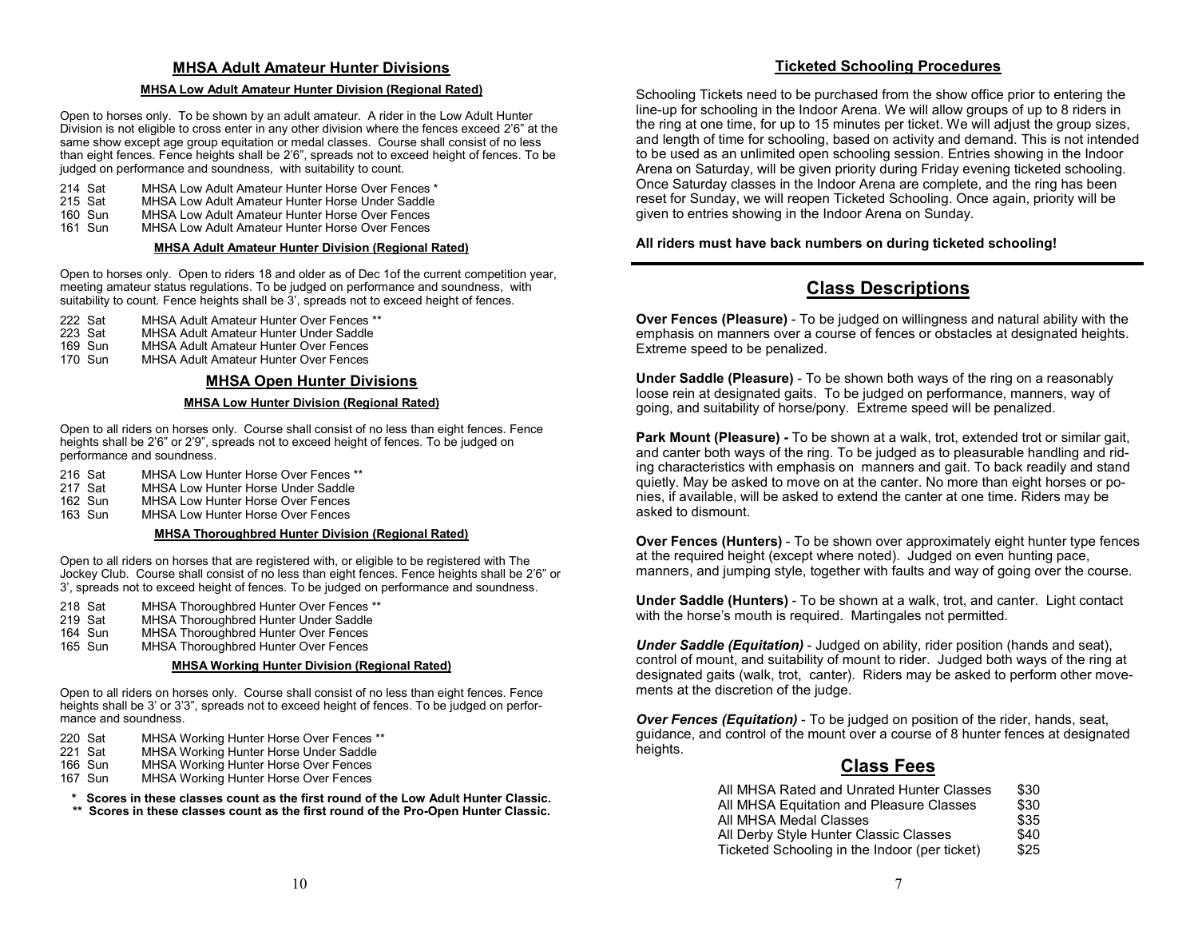## MHSA Adult Amateur Hunter Divisions

### MHSA Low Adult Amateur Hunter Division (Regional Rated)

Open to horses only. To be shown by an adult amateur. A rider in the Low Adult Hunter Division is not eligible to cross enter in any other division where the fences exceed 2'6" at the same show except age group equitation or medal classes. Course shall consist of no less than eight fences. Fence heights shall be 2'6", spreads not to exceed height of fences. To be judged on performance and soundness, with suitability to count.

214 Sat MHSA Low Adult Amateur Hunter Horse Over Fences *
215 Sat MHSA Low Adult Amateur Hunter Horse Under Saddle
160 Sun MHSA Low Adult Amateur Hunter Horse Over Fences
161 Sun MHSA Low Adult Amateur Hunter Horse Over Fences

### MHSA Adult Amateur Hunter Division (Regional Rated)

Open to horses only. Open to riders 18 and older as of Dec 1of the current competition year, meeting amateur status regulations. To be judged on performance and soundness, with suitability to count. Fence heights shall be 3', spreads not to exceed height of fences.

222 Sat MHSA Adult Amateur Hunter Over Fences **
223 Sat MHSA Adult Amateur Hunter Under Saddle
169 Sun MHSA Adult Amateur Hunter Over Fences
170 Sun MHSA Adult Amateur Hunter Over Fences

## MHSA Open Hunter Divisions

### MHSA Low Hunter Division (Regional Rated)

Open to all riders on horses only. Course shall consist of no less than eight fences. Fence heights shall be 2'6" or 2'9", spreads not to exceed height of fences. To be judged on performance and soundness.

216 Sat MHSA Low Hunter Horse Over Fences **
217 Sat MHSA Low Hunter Horse Under Saddle
162 Sun MHSA Low Hunter Horse Over Fences
163 Sun MHSA Low Hunter Horse Over Fences

### MHSA Thoroughbred Hunter Division (Regional Rated)

Open to all riders on horses that are registered with, or eligible to be registered with The Jockey Club. Course shall consist of no less than eight fences. Fence heights shall be 2'6" or 3', spreads not to exceed height of fences. To be judged on performance and soundness.

218 Sat MHSA Thoroughbred Hunter Over Fences **
219 Sat MHSA Thoroughbred Hunter Under Saddle
164 Sun MHSA Thoroughbred Hunter Over Fences
165 Sun MHSA Thoroughbred Hunter Over Fences

### MHSA Working Hunter Division (Regional Rated)

Open to all riders on horses only. Course shall consist of no less than eight fences. Fence heights shall be 3' or 3'3", spreads not to exceed height of fences. To be judged on performance and soundness.

220 Sat MHSA Working Hunter Horse Over Fences **
221 Sat MHSA Working Hunter Horse Under Saddle
166 Sun MHSA Working Hunter Horse Over Fences
167 Sun MHSA Working Hunter Horse Over Fences

**\* Scores in these classes count as the first round of the Low Adult Hunter Classic.**
**\*\* Scores in these classes count as the first round of the Pro-Open Hunter Classic.**

## Ticketed Schooling Procedures

Schooling Tickets need to be purchased from the show office prior to entering the line-up for schooling in the Indoor Arena. We will allow groups of up to 8 riders in the ring at one time, for up to 15 minutes per ticket. We will adjust the group sizes, and length of time for schooling, based on activity and demand. This is not intended to be used as an unlimited open schooling session. Entries showing in the Indoor Arena on Saturday, will be given priority during Friday evening ticketed schooling. Once Saturday classes in the Indoor Arena are complete, and the ring has been reset for Sunday, we will reopen Ticketed Schooling. Once again, priority will be given to entries showing in the Indoor Arena on Sunday.

**All riders must have back numbers on during ticketed schooling!**

## Class Descriptions

**Over Fences (Pleasure)** - To be judged on willingness and natural ability with the emphasis on manners over a course of fences or obstacles at designated heights. Extreme speed to be penalized.

**Under Saddle (Pleasure)** - To be shown both ways of the ring on a reasonably loose rein at designated gaits. To be judged on performance, manners, way of going, and suitability of horse/pony. Extreme speed will be penalized.

**Park Mount (Pleasure) -** To be shown at a walk, trot, extended trot or similar gait, and canter both ways of the ring. To be judged as to pleasurable handling and riding characteristics with emphasis on manners and gait. To back readily and stand quietly. May be asked to move on at the canter. No more than eight horses or ponies, if available, will be asked to extend the canter at one time. Riders may be asked to dismount.

**Over Fences (Hunters)** - To be shown over approximately eight hunter type fences at the required height (except where noted). Judged on even hunting pace, manners, and jumping style, together with faults and way of going over the course.

**Under Saddle (Hunters)** - To be shown at a walk, trot, and canter. Light contact with the horse's mouth is required. Martingales not permitted.

***Under Saddle (Equitation)*** - Judged on ability, rider position (hands and seat), control of mount, and suitability of mount to rider. Judged both ways of the ring at designated gaits (walk, trot, canter). Riders may be asked to perform other movements at the discretion of the judge.

***Over Fences (Equitation)*** - To be judged on position of the rider, hands, seat, guidance, and control of the mount over a course of 8 hunter fences at designated heights.

## Class Fees

| Class | Fee |
|---|---|
| All MHSA Rated and Unrated Hunter Classes | $30 |
| All MHSA Equitation and Pleasure Classes | $30 |
| All MHSA Medal Classes | $35 |
| All Derby Style Hunter Classic Classes | $40 |
| Ticketed Schooling in the Indoor (per ticket) | $25 |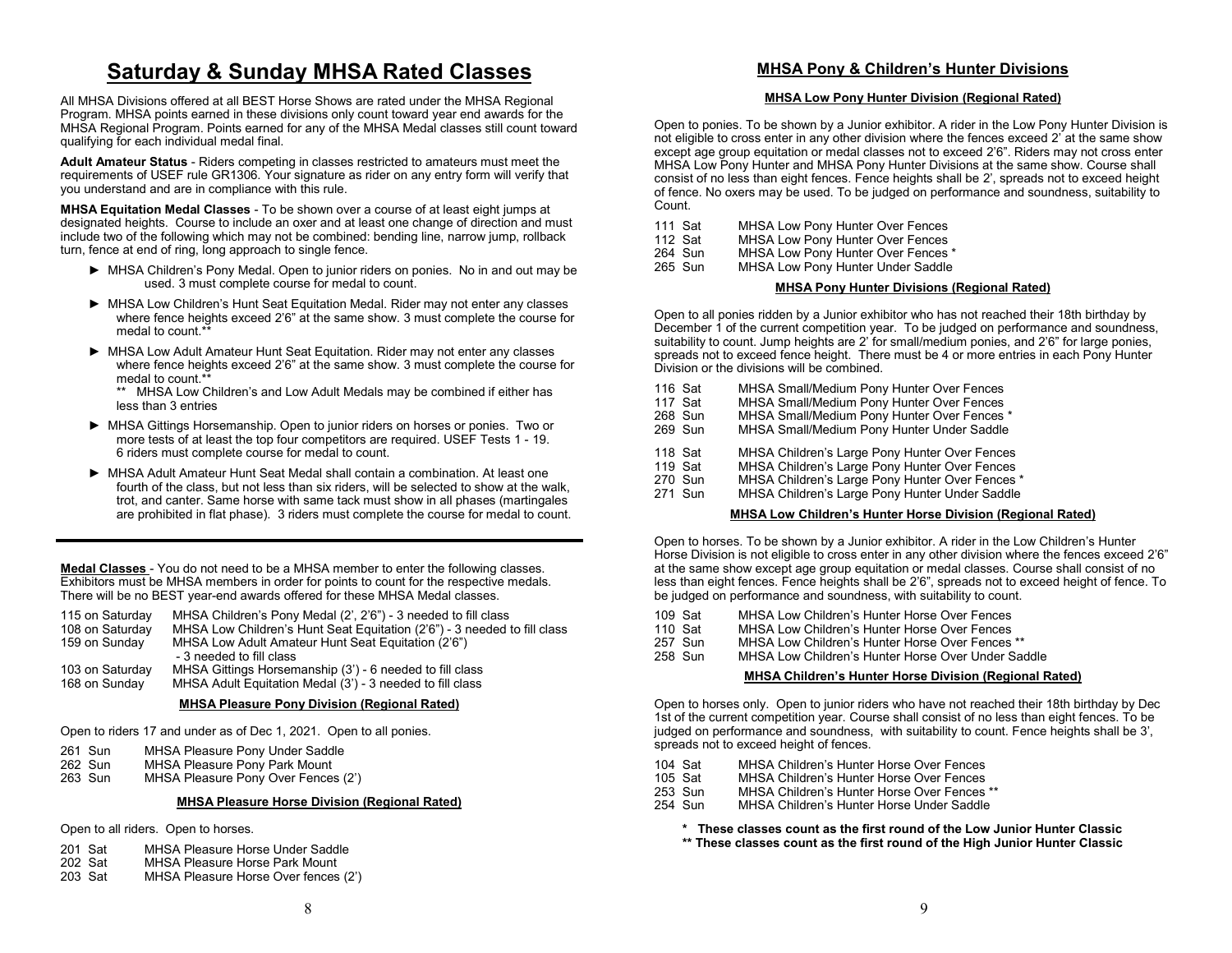# Saturday & Sunday MHSA Rated Classes

All MHSA Divisions offered at all BEST Horse Shows are rated under the MHSA Regional Program. MHSA points earned in these divisions only count toward year end awards for the MHSA Regional Program. Points earned for any of the MHSA Medal classes still count toward qualifying for each individual medal final.

**Adult Amateur Status** - Riders competing in classes restricted to amateurs must meet the requirements of USEF rule GR1306. Your signature as rider on any entry form will verify that you understand and are in compliance with this rule.

**MHSA Equitation Medal Classes** - To be shown over a course of at least eight jumps at designated heights. Course to include an oxer and at least one change of direction and must include two of the following which may not be combined: bending line, narrow jump, rollback turn, fence at end of ring, long approach to single fence.

- MHSA Children's Pony Medal. Open to junior riders on ponies. No in and out may be used. 3 must complete course for medal to count.
- MHSA Low Children's Hunt Seat Equitation Medal. Rider may not enter any classes where fence heights exceed 2'6" at the same show. 3 must complete the course for medal to count.**
- MHSA Low Adult Amateur Hunt Seat Equitation. Rider may not enter any classes where fence heights exceed 2'6" at the same show. 3 must complete the course for medal to count.**

  ** MHSA Low Children's and Low Adult Medals may be combined if either has less than 3 entries
- MHSA Gittings Horsemanship. Open to junior riders on horses or ponies. Two or more tests of at least the top four competitors are required. USEF Tests 1 - 19. 6 riders must complete course for medal to count.
- MHSA Adult Amateur Hunt Seat Medal shall contain a combination. At least one fourth of the class, but not less than six riders, will be selected to show at the walk, trot, and canter. Same horse with same tack must show in all phases (martingales are prohibited in flat phase). 3 riders must complete the course for medal to count.

---

**Medal Classes** - You do not need to be a MHSA member to enter the following classes. Exhibitors must be MHSA members in order for points to count for the respective medals. There will be no BEST year-end awards offered for these MHSA Medal classes.

115 on Saturday — MHSA Children's Pony Medal (2', 2'6") - 3 needed to fill class
108 on Saturday — MHSA Low Children's Hunt Seat Equitation (2'6") - 3 needed to fill class
159 on Sunday — MHSA Low Adult Amateur Hunt Seat Equitation (2'6") - 3 needed to fill class
103 on Saturday — MHSA Gittings Horsemanship (3') - 6 needed to fill class
168 on Sunday — MHSA Adult Equitation Medal (3') - 3 needed to fill class

### MHSA Pleasure Pony Division (Regional Rated)

Open to riders 17 and under as of Dec 1, 2021. Open to all ponies.

261 Sun — MHSA Pleasure Pony Under Saddle
262 Sun — MHSA Pleasure Pony Park Mount
263 Sun — MHSA Pleasure Pony Over Fences (2')

### MHSA Pleasure Horse Division (Regional Rated)

Open to all riders. Open to horses.

201 Sat — MHSA Pleasure Horse Under Saddle
202 Sat — MHSA Pleasure Horse Park Mount
203 Sat — MHSA Pleasure Horse Over fences (2')

## MHSA Pony & Children's Hunter Divisions

### MHSA Low Pony Hunter Division (Regional Rated)

Open to ponies. To be shown by a Junior exhibitor. A rider in the Low Pony Hunter Division is not eligible to cross enter in any other division where the fences exceed 2' at the same show except age group equitation or medal classes not to exceed 2'6". Riders may not cross enter MHSA Low Pony Hunter and MHSA Pony Hunter Divisions at the same show. Course shall consist of no less than eight fences. Fence heights shall be 2', spreads not to exceed height of fence. No oxers may be used. To be judged on performance and soundness, suitability to Count.

111 Sat — MHSA Low Pony Hunter Over Fences
112 Sat — MHSA Low Pony Hunter Over Fences
264 Sun — MHSA Low Pony Hunter Over Fences *
265 Sun — MHSA Low Pony Hunter Under Saddle

### MHSA Pony Hunter Divisions (Regional Rated)

Open to all ponies ridden by a Junior exhibitor who has not reached their 18th birthday by December 1 of the current competition year. To be judged on performance and soundness, suitability to count. Jump heights are 2' for small/medium ponies, and 2'6" for large ponies, spreads not to exceed fence height. There must be 4 or more entries in each Pony Hunter Division or the divisions will be combined.

116 Sat — MHSA Small/Medium Pony Hunter Over Fences
117 Sat — MHSA Small/Medium Pony Hunter Over Fences
268 Sun — MHSA Small/Medium Pony Hunter Over Fences *
269 Sun — MHSA Small/Medium Pony Hunter Under Saddle

118 Sat — MHSA Children's Large Pony Hunter Over Fences
119 Sat — MHSA Children's Large Pony Hunter Over Fences
270 Sun — MHSA Children's Large Pony Hunter Over Fences *
271 Sun — MHSA Children's Large Pony Hunter Under Saddle

### MHSA Low Children's Hunter Horse Division (Regional Rated)

Open to horses. To be shown by a Junior exhibitor. A rider in the Low Children's Hunter Horse Division is not eligible to cross enter in any other division where the fences exceed 2'6" at the same show except age group equitation or medal classes. Course shall consist of no less than eight fences. Fence heights shall be 2'6", spreads not to exceed height of fence. To be judged on performance and soundness, with suitability to count.

109 Sat — MHSA Low Children's Hunter Horse Over Fences
110 Sat — MHSA Low Children's Hunter Horse Over Fences
257 Sun — MHSA Low Children's Hunter Horse Over Fences **
258 Sun — MHSA Low Children's Hunter Horse Over Under Saddle

### MHSA Children's Hunter Horse Division (Regional Rated)

Open to horses only. Open to junior riders who have not reached their 18th birthday by Dec 1st of the current competition year. Course shall consist of no less than eight fences. To be judged on performance and soundness, with suitability to count. Fence heights shall be 3', spreads not to exceed height of fences.

104 Sat — MHSA Children's Hunter Horse Over Fences
105 Sat — MHSA Children's Hunter Horse Over Fences
253 Sun — MHSA Children's Hunter Horse Over Fences **
254 Sun — MHSA Children's Hunter Horse Under Saddle

**\* These classes count as the first round of the Low Junior Hunter Classic**
**\*\* These classes count as the first round of the High Junior Hunter Classic**